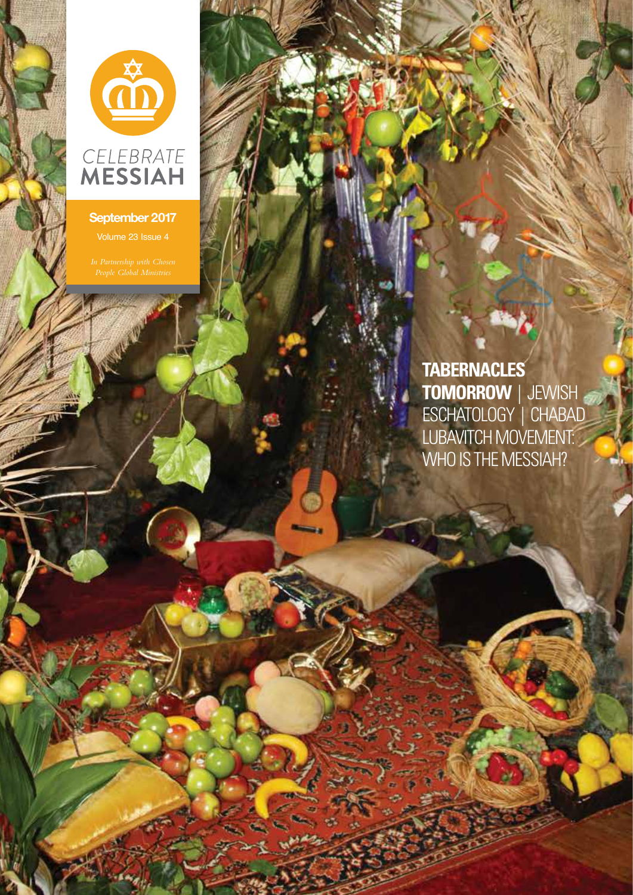# CELEBRATE MESSIAH

**September 2017**

Volume 23 Issue 4

*In Partnership with Chosen People Global Ministries*

**TABERNACLES TOMORROW** | JEWISH ESCHATOLOGY | CHABAD LUBAVITCH MOVEMENT: WHO IS THE MESSIAH?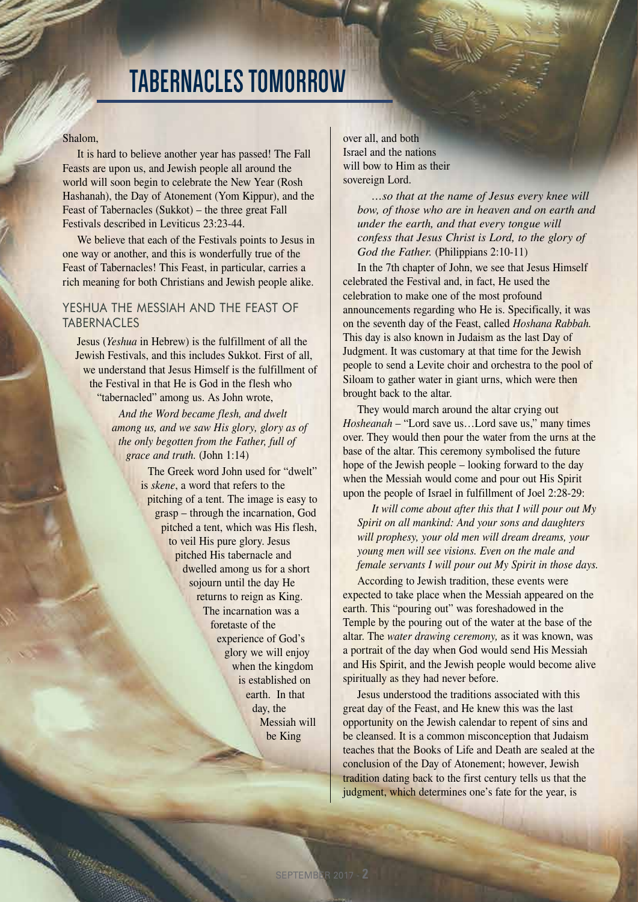# TABERNACLES TOMORROW

Shalom,

It is hard to believe another year has passed! The Fall Feasts are upon us, and Jewish people all around the world will soon begin to celebrate the New Year (Rosh Hashanah), the Day of Atonement (Yom Kippur), and the Feast of Tabernacles (Sukkot) – the three great Fall Festivals described in Leviticus 23:23-44.

We believe that each of the Festivals points to Jesus in one way or another, and this is wonderfully true of the Feast of Tabernacles! This Feast, in particular, carries a rich meaning for both Christians and Jewish people alike.

## YESHUA THE MESSIAH AND THE FEAST OF TABERNACLES

Jesus (*Yeshua* in Hebrew) is the fulfillment of all the Jewish Festivals, and this includes Sukkot. First of all, we understand that Jesus Himself is the fulfillment of the Festival in that He is God in the flesh who "tabernacled" among us. As John wrote,

> *And the Word became flesh, and dwelt among us, and we saw His glory, glory as of the only begotten from the Father, full of grace and truth.* (John 1:14)

The Greek word John used for "dwelt" is *skene*, a word that refers to the pitching of a tent. The image is easy to grasp – through the incarnation, God pitched a tent, which was His flesh, to veil His pure glory. Jesus pitched His tabernacle and dwelled among us for a short sojourn until the day He returns to reign as King. The incarnation was a foretaste of the experience of God's glory we will enjoy when the kingdom is established on earth. In that day, the Messiah will be King over all, and both Israel and the nations will bow to Him as their sovereign Lord.

> *…so that at the name of Jesus every knee will bow, of those who are in heaven and on earth and under the earth, and that every tongue will confess that Jesus Christ is Lord, to the glory of God the Father.* (Philippians 2:10-11)

In the 7th chapter of John, we see that Jesus Himself celebrated the Festival and, in fact, He used the celebration to make one of the most profound announcements regarding who He is. Specifically, it was on the seventh day of the Feast, called *Hoshana Rabbah.* This day is also known in Judaism as the last Day of Judgment. It was customary at that time for the Jewish people to send a Levite choir and orchestra to the pool of Siloam to gather water in giant urns, which were then brought back to the altar.

They would march around the altar crying out *Hosheanah* – "Lord save us…Lord save us," many times over. They would then pour the water from the urns at the base of the altar. This ceremony symbolised the future hope of the Jewish people – looking forward to the day when the Messiah would come and pour out His Spirit upon the people of Israel in fulfillment of Joel 2:28-29:

> *It will come about after this that I will pour out My Spirit on all mankind: And your sons and daughters will prophesy, your old men will dream dreams, your young men will see visions. Even on the male and female servants I will pour out My Spirit in those days.*

According to Jewish tradition, these events were expected to take place when the Messiah appeared on the earth. This "pouring out" was foreshadowed in the Temple by the pouring out of the water at the base of the altar. The *water drawing ceremony,* as it was known, was a portrait of the day when God would send His Messiah and His Spirit, and the Jewish people would become alive spiritually as they had never before.

Jesus understood the traditions associated with this great day of the Feast, and He knew this was the last opportunity on the Jewish calendar to repent of sins and be cleansed. It is a common misconception that Judaism teaches that the Books of Life and Death are sealed at the conclusion of the Day of Atonement; however, Jewish tradition dating back to the first century tells us that the judgment, which determines one's fate for the year, is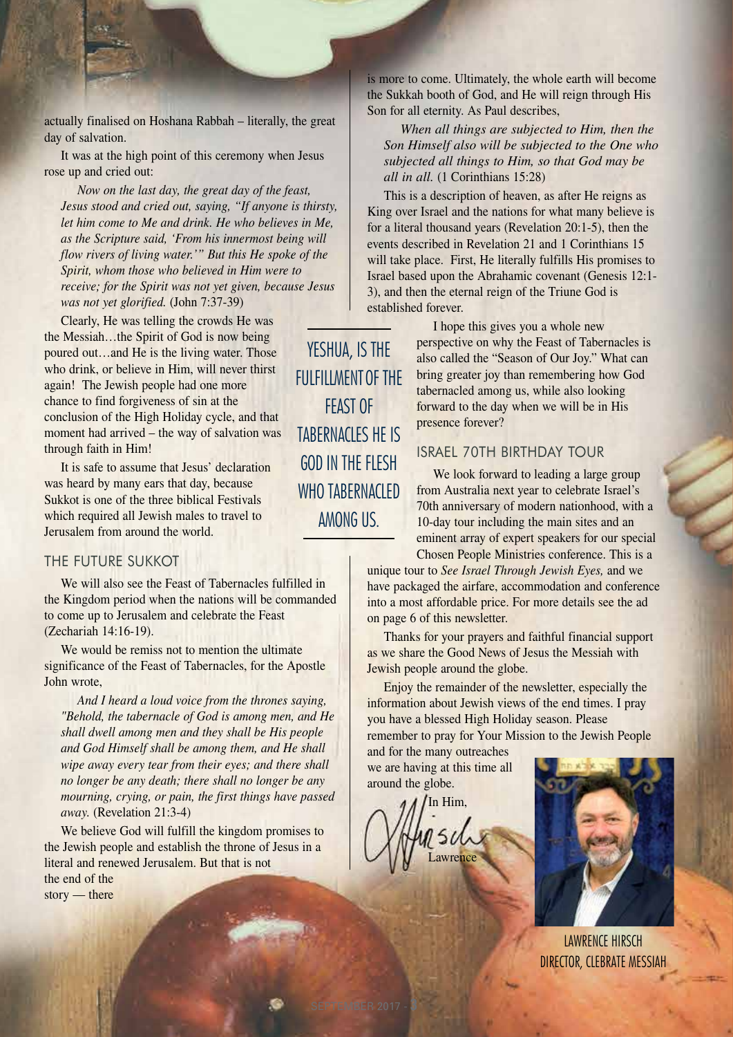actually finalised on Hoshana Rabbah – literally, the great day of salvation.

It was at the high point of this ceremony when Jesus rose up and cried out:

> *Now on the last day, the great day of the feast, Jesus stood and cried out, saying, "If anyone is thirsty, let him come to Me and drink. He who believes in Me, as the Scripture said, 'From his innermost being will flow rivers of living water.'" But this He spoke of the Spirit, whom those who believed in Him were to receive; for the Spirit was not yet given, because Jesus was not yet glorified.* (John 7:37-39)

Clearly, He was telling the crowds He was the Messiah…the Spirit of God is now being poured out…and He is the living water. Those who drink, or believe in Him, will never thirst again! The Jewish people had one more chance to find forgiveness of sin at the conclusion of the High Holiday cycle, and that moment had arrived – the way of salvation was through faith in Him!

It is safe to assume that Jesus' declaration was heard by many ears that day, because Sukkot is one of the three biblical Festivals which required all Jewish males to travel to Jerusalem from around the world.

## THE FUTURE SUKKOT

We will also see the Feast of Tabernacles fulfilled in the Kingdom period when the nations will be commanded to come up to Jerusalem and celebrate the Feast (Zechariah 14:16-19).

We would be remiss not to mention the ultimate significance of the Feast of Tabernacles, for the Apostle John wrote,

> *And I heard a loud voice from the thrones saying, "Behold, the tabernacle of God is among men, and He shall dwell among men and they shall be His people and God Himself shall be among them, and He shall wipe away every tear from their eyes; and there shall no longer be any death; there shall no longer be any mourning, crying, or pain, the first things have passed away.* (Revelation 21:3-4)

We believe God will fulfill the kingdom promises to the Jewish people and establish the throne of Jesus in a literal and renewed Jerusalem. But that is not the end of the story — there is more to come. Ultimately, the whole earth will become the Sukkah booth of God, and He will reign through His Son for all eternity. As Paul describes,

> *When all things are subjected to Him, then the Son Himself also will be subjected to the One who subjected all things to Him, so that God may be all in all.* (1 Corinthians 15:28)

This is a description of heaven, as after He reigns as King over Israel and the nations for what many believe is for a literal thousand years (Revelation 20:1-5), then the events described in Revelation 21 and 1 Corinthians 15 will take place. First, He literally fulfills His promises to Israel based upon the Abrahamic covenant (Genesis 12:1-3), and then the eternal reign of the Triune God is established forever.

> YESHUA, IS THE FULFILLMENT OF THE FEAST OF TABERNACLES HE IS GOD IN THE FLESH WHO TABERNACLED AMONG US.

I hope this gives you a whole new perspective on why the Feast of Tabernacles is also called the "Season of Our Joy." What can bring greater joy than remembering how God tabernacled among us, while also looking forward to the day when we will be in His presence forever?

## ISRAEL 70TH BIRTHDAY TOUR

We look forward to leading a large group from Australia next year to celebrate Israel's 70th anniversary of modern nationhood, with a 10-day tour including the main sites and an eminent array of expert speakers for our special Chosen People Ministries conference. This is a unique tour to *See Israel Through Jewish Eyes,* and we have packaged the airfare, accommodation and conference into a most affordable price. For more details see the ad on page 6 of this newsletter.

Thanks for your prayers and faithful financial support as we share the Good News of Jesus the Messiah with Jewish people around the globe.

Enjoy the remainder of the newsletter, especially the information about Jewish views of the end times. I pray you have a blessed High Holiday season. Please remember to pray for Your Mission to the Jewish People and for the many outreaches we are having at this time all around the globe.

In Him,

Lawrence

LAWRENCE HIRSCH
DIRECTOR, CLEBRATE MESSIAH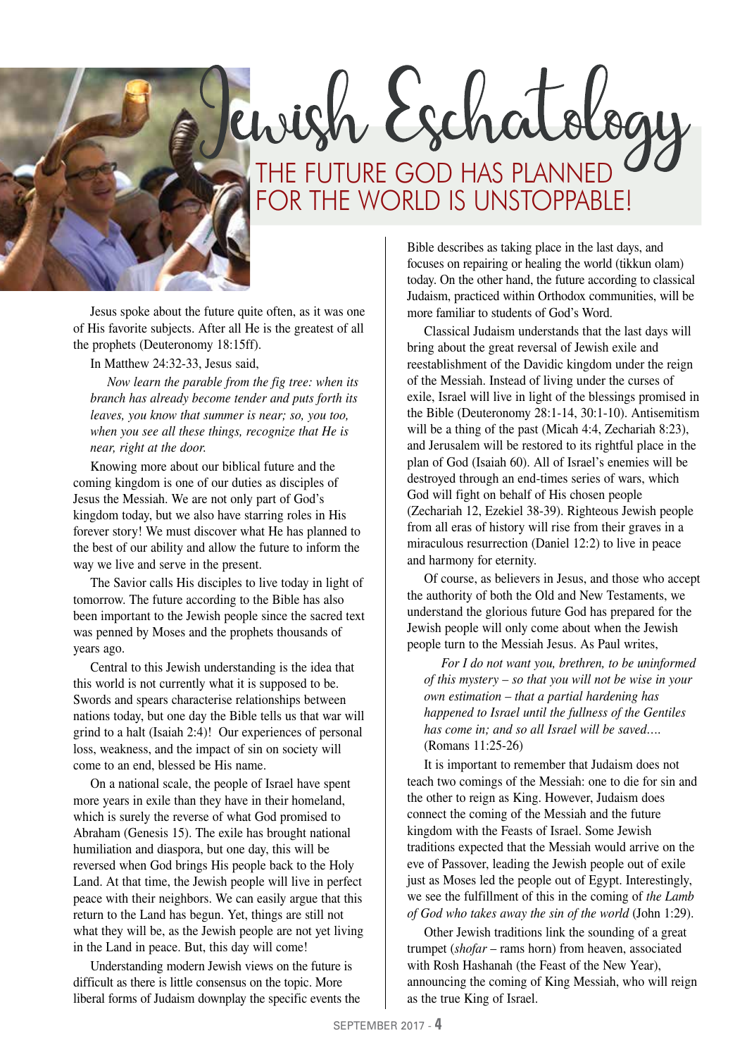# Jewish Eschatology

## THE FUTURE GOD HAS PLANNED FOR THE WORLD IS UNSTOPPABLE!

Jesus spoke about the future quite often, as it was one of His favorite subjects. After all He is the greatest of all the prophets (Deuteronomy 18:15ff).

In Matthew 24:32-33, Jesus said,

> *Now learn the parable from the fig tree: when its branch has already become tender and puts forth its leaves, you know that summer is near; so, you too, when you see all these things, recognize that He is near, right at the door.*

Knowing more about our biblical future and the coming kingdom is one of our duties as disciples of Jesus the Messiah. We are not only part of God's kingdom today, but we also have starring roles in His forever story! We must discover what He has planned to the best of our ability and allow the future to inform the way we live and serve in the present.

The Savior calls His disciples to live today in light of tomorrow. The future according to the Bible has also been important to the Jewish people since the sacred text was penned by Moses and the prophets thousands of years ago.

Central to this Jewish understanding is the idea that this world is not currently what it is supposed to be. Swords and spears characterise relationships between nations today, but one day the Bible tells us that war will grind to a halt (Isaiah 2:4)! Our experiences of personal loss, weakness, and the impact of sin on society will come to an end, blessed be His name.

On a national scale, the people of Israel have spent more years in exile than they have in their homeland, which is surely the reverse of what God promised to Abraham (Genesis 15). The exile has brought national humiliation and diaspora, but one day, this will be reversed when God brings His people back to the Holy Land. At that time, the Jewish people will live in perfect peace with their neighbors. We can easily argue that this return to the Land has begun. Yet, things are still not what they will be, as the Jewish people are not yet living in the Land in peace. But, this day will come!

Understanding modern Jewish views on the future is difficult as there is little consensus on the topic. More liberal forms of Judaism downplay the specific events the Bible describes as taking place in the last days, and focuses on repairing or healing the world (tikkun olam) today. On the other hand, the future according to classical Judaism, practiced within Orthodox communities, will be more familiar to students of God's Word.

Classical Judaism understands that the last days will bring about the great reversal of Jewish exile and reestablishment of the Davidic kingdom under the reign of the Messiah. Instead of living under the curses of exile, Israel will live in light of the blessings promised in the Bible (Deuteronomy 28:1-14, 30:1-10). Antisemitism will be a thing of the past (Micah 4:4, Zechariah 8:23), and Jerusalem will be restored to its rightful place in the plan of God (Isaiah 60). All of Israel's enemies will be destroyed through an end-times series of wars, which God will fight on behalf of His chosen people (Zechariah 12, Ezekiel 38-39). Righteous Jewish people from all eras of history will rise from their graves in a miraculous resurrection (Daniel 12:2) to live in peace and harmony for eternity.

Of course, as believers in Jesus, and those who accept the authority of both the Old and New Testaments, we understand the glorious future God has prepared for the Jewish people will only come about when the Jewish people turn to the Messiah Jesus. As Paul writes,

> *For I do not want you, brethren, to be uninformed of this mystery – so that you will not be wise in your own estimation – that a partial hardening has happened to Israel until the fullness of the Gentiles has come in; and so all Israel will be saved….* (Romans 11:25-26)

It is important to remember that Judaism does not teach two comings of the Messiah: one to die for sin and the other to reign as King. However, Judaism does connect the coming of the Messiah and the future kingdom with the Feasts of Israel. Some Jewish traditions expected that the Messiah would arrive on the eve of Passover, leading the Jewish people out of exile just as Moses led the people out of Egypt. Interestingly, we see the fulfillment of this in the coming of *the Lamb of God who takes away the sin of the world* (John 1:29).

Other Jewish traditions link the sounding of a great trumpet (*shofar* – rams horn) from heaven, associated with Rosh Hashanah (the Feast of the New Year), announcing the coming of King Messiah, who will reign as the true King of Israel.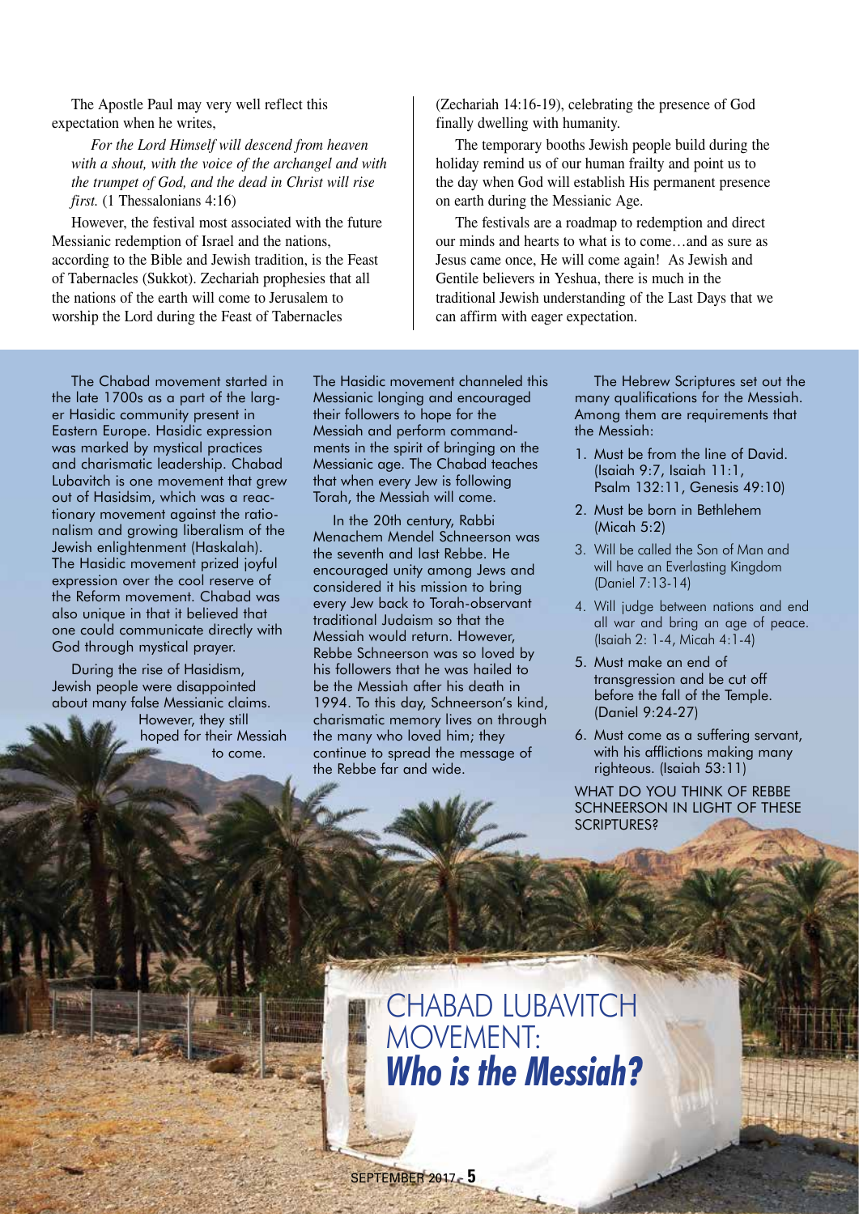The Apostle Paul may very well reflect this expectation when he writes,

> *For the Lord Himself will descend from heaven with a shout, with the voice of the archangel and with the trumpet of God, and the dead in Christ will rise first.* (1 Thessalonians 4:16)

However, the festival most associated with the future Messianic redemption of Israel and the nations, according to the Bible and Jewish tradition, is the Feast of Tabernacles (Sukkot). Zechariah prophesies that all the nations of the earth will come to Jerusalem to worship the Lord during the Feast of Tabernacles (Zechariah 14:16-19), celebrating the presence of God finally dwelling with humanity.

The temporary booths Jewish people build during the holiday remind us of our human frailty and point us to the day when God will establish His permanent presence on earth during the Messianic Age.

The festivals are a roadmap to redemption and direct our minds and hearts to what is to come…and as sure as Jesus came once, He will come again! As Jewish and Gentile believers in Yeshua, there is much in the traditional Jewish understanding of the Last Days that we can affirm with eager expectation.

# CHABAD LUBAVITCH MOVEMENT: ***Who is the Messiah?***

The Chabad movement started in the late 1700s as a part of the larger Hasidic community present in Eastern Europe. Hasidic expression was marked by mystical practices and charismatic leadership. Chabad Lubavitch is one movement that grew out of Hasidsim, which was a reactionary movement against the rationalism and growing liberalism of the Jewish enlightenment (Haskalah). The Hasidic movement prized joyful expression over the cool reserve of the Reform movement. Chabad was also unique in that it believed that one could communicate directly with God through mystical prayer.

During the rise of Hasidism, Jewish people were disappointed about many false Messianic claims. However, they still hoped for their Messiah to come.

The Hasidic movement channeled this Messianic longing and encouraged their followers to hope for the Messiah and perform commandments in the spirit of bringing on the Messianic age. The Chabad teaches that when every Jew is following Torah, the Messiah will come.

In the 20th century, Rabbi Menachem Mendel Schneerson was the seventh and last Rebbe. He encouraged unity among Jews and considered it his mission to bring every Jew back to Torah-observant traditional Judaism so that the Messiah would return. However, Rebbe Schneerson was so loved by his followers that he was hailed to be the Messiah after his death in 1994. To this day, Schneerson's kind, charismatic memory lives on through the many who loved him; they continue to spread the message of the Rebbe far and wide.

The Hebrew Scriptures set out the many qualifications for the Messiah. Among them are requirements that the Messiah:

1. Must be from the line of David. (Isaiah 9:7, Isaiah 11:1, Psalm 132:11, Genesis 49:10)
2. Must be born in Bethlehem (Micah 5:2)
3. Will be called the Son of Man and will have an Everlasting Kingdom (Daniel 7:13-14)
4. Will judge between nations and end all war and bring an age of peace. (Isaiah 2: 1-4, Micah 4:1-4)
5. Must make an end of transgression and be cut off before the fall of the Temple. (Daniel 9:24-27)
6. Must come as a suffering servant, with his afflictions making many righteous. (Isaiah 53:11)

WHAT DO YOU THINK OF REBBE SCHNEERSON IN LIGHT OF THESE SCRIPTURES?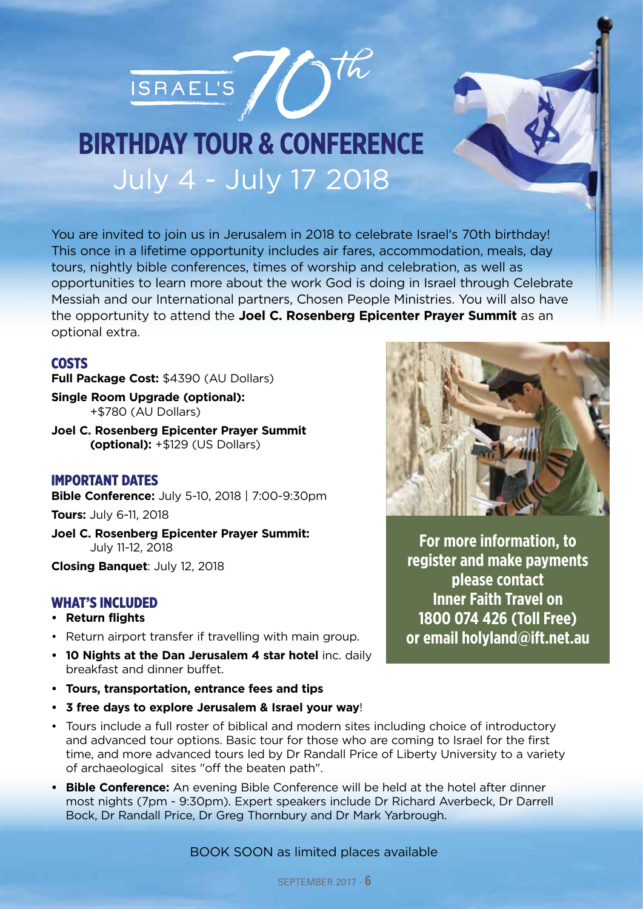# ISRAEL'S 70th

# BIRTHDAY TOUR & CONFERENCE

## July 4 - July 17 2018

You are invited to join us in Jerusalem in 2018 to celebrate Israel's 70th birthday! This once in a lifetime opportunity includes air fares, accommodation, meals, day tours, nightly bible conferences, times of worship and celebration, as well as opportunities to learn more about the work God is doing in Israel through Celebrate Messiah and our International partners, Chosen People Ministries. You will also have the opportunity to attend the **Joel C. Rosenberg Epicenter Prayer Summit** as an optional extra.

### COSTS

**Full Package Cost:** $4390 (AU Dollars)

**Single Room Upgrade (optional):** +$780 (AU Dollars)

**Joel C. Rosenberg Epicenter Prayer Summit (optional):** +$129 (US Dollars)

### IMPORTANT DATES

**Bible Conference:** July 5-10, 2018 | 7:00-9:30pm

**Tours:** July 6-11, 2018

**Joel C. Rosenberg Epicenter Prayer Summit:** July 11-12, 2018

**Closing Banquet**: July 12, 2018

### WHAT'S INCLUDED

- **Return flights**
- Return airport transfer if travelling with main group.
- **10 Nights at the Dan Jerusalem 4 star hotel** inc. daily breakfast and dinner buffet.
- **Tours, transportation, entrance fees and tips**
- **3 free days to explore Jerusalem & Israel your way**!
- Tours include a full roster of biblical and modern sites including choice of introductory and advanced tour options. Basic tour for those who are coming to Israel for the first time, and more advanced tours led by Dr Randall Price of Liberty University to a variety of archaeological sites "off the beaten path".
- **Bible Conference:** An evening Bible Conference will be held at the hotel after dinner most nights (7pm - 9:30pm). Expert speakers include Dr Richard Averbeck, Dr Darrell Bock, Dr Randall Price, Dr Greg Thornbury and Dr Mark Yarbrough.

**For more information, to register and make payments please contact Inner Faith Travel on 1800 074 426 (Toll Free) or email holyland@ift.net.au**

BOOK SOON as limited places available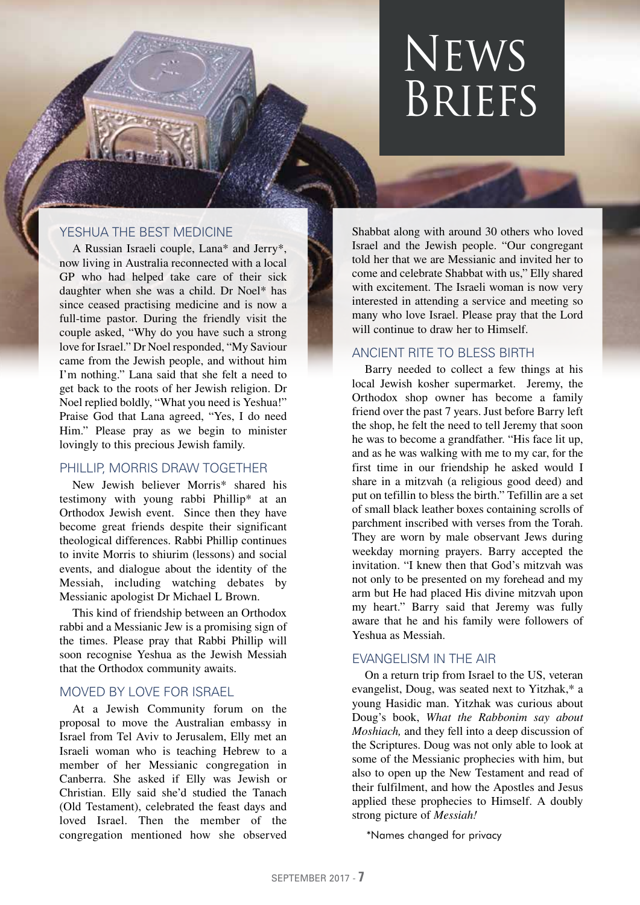# News Briefs

## YESHUA THE BEST MEDICINE

A Russian Israeli couple, Lana* and Jerry*, now living in Australia reconnected with a local GP who had helped take care of their sick daughter when she was a child. Dr Noel* has since ceased practising medicine and is now a full-time pastor. During the friendly visit the couple asked, "Why do you have such a strong love for Israel." Dr Noel responded, "My Saviour came from the Jewish people, and without him I'm nothing." Lana said that she felt a need to get back to the roots of her Jewish religion. Dr Noel replied boldly, "What you need is Yeshua!" Praise God that Lana agreed, "Yes, I do need Him." Please pray as we begin to minister lovingly to this precious Jewish family.

## PHILLIP, MORRIS DRAW TOGETHER

New Jewish believer Morris* shared his testimony with young rabbi Phillip* at an Orthodox Jewish event. Since then they have become great friends despite their significant theological differences. Rabbi Phillip continues to invite Morris to shiurim (lessons) and social events, and dialogue about the identity of the Messiah, including watching debates by Messianic apologist Dr Michael L Brown.

This kind of friendship between an Orthodox rabbi and a Messianic Jew is a promising sign of the times. Please pray that Rabbi Phillip will soon recognise Yeshua as the Jewish Messiah that the Orthodox community awaits.

## MOVED BY LOVE FOR ISRAEL

At a Jewish Community forum on the proposal to move the Australian embassy in Israel from Tel Aviv to Jerusalem, Elly met an Israeli woman who is teaching Hebrew to a member of her Messianic congregation in Canberra. She asked if Elly was Jewish or Christian. Elly said she'd studied the Tanach (Old Testament), celebrated the feast days and loved Israel. Then the member of the congregation mentioned how she observed Shabbat along with around 30 others who loved Israel and the Jewish people. "Our congregant told her that we are Messianic and invited her to come and celebrate Shabbat with us," Elly shared with excitement. The Israeli woman is now very interested in attending a service and meeting so many who love Israel. Please pray that the Lord will continue to draw her to Himself.

## ANCIENT RITE TO BLESS BIRTH

Barry needed to collect a few things at his local Jewish kosher supermarket. Jeremy, the Orthodox shop owner has become a family friend over the past 7 years. Just before Barry left the shop, he felt the need to tell Jeremy that soon he was to become a grandfather. "His face lit up, and as he was walking with me to my car, for the first time in our friendship he asked would I share in a mitzvah (a religious good deed) and put on tefillin to bless the birth." Tefillin are a set of small black leather boxes containing scrolls of parchment inscribed with verses from the Torah. They are worn by male observant Jews during weekday morning prayers. Barry accepted the invitation. "I knew then that God's mitzvah was not only to be presented on my forehead and my arm but He had placed His divine mitzvah upon my heart." Barry said that Jeremy was fully aware that he and his family were followers of Yeshua as Messiah.

## EVANGELISM IN THE AIR

On a return trip from Israel to the US, veteran evangelist, Doug, was seated next to Yitzhak,* a young Hasidic man. Yitzhak was curious about Doug's book, *What the Rabbonim say about Moshiach,* and they fell into a deep discussion of the Scriptures. Doug was not only able to look at some of the Messianic prophecies with him, but also to open up the New Testament and read of their fulfilment, and how the Apostles and Jesus applied these prophecies to Himself. A doubly strong picture of *Messiah!*

*Names changed for privacy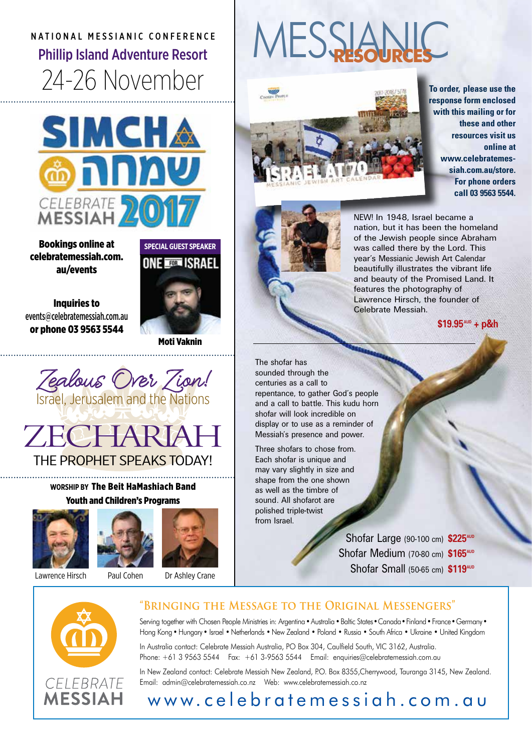NATIONAL MESSIANIC CONFERENCE

## Phillip Island Adventure Resort

# 24-26 November

SIMCHA שמחה CELEBRATE MESSIAH 2017

**Bookings online at celebratemessiah.com.au/events**

**Inquiries to** events@celebratemessiah.com.au **or phone 03 9563 5544**

SPECIAL GUEST SPEAKER

ONE FOR ISRAEL

**Moti Vaknin**

*Zealous Over Zion!*

Israel, Jerusalem and the Nations

# ZECHARIAH

## THE PROPHET SPEAKS TODAY!

**WORSHIP BY The Beit HaMashiach Band**

**Youth and Children's Programs**

Lawrence Hirsch | Paul Cohen | Dr Ashley Crane

# MESSIANIC RESOURCES

**To order, please use the response form enclosed with this mailing or for these and other resources visit us online at www.celebratemessiah.com.au/store. For phone orders call 03 9563 5544.**

ISRAEL AT 70 — MESSIANIC JEWISH ART CALENDAR

NEW! In 1948, Israel became a nation, but it has been the homeland of the Jewish people since Abraham was called there by the Lord. This year's Messianic Jewish Art Calendar beautifully illustrates the vibrant life and beauty of the Promised Land. It features the photography of Lawrence Hirsch, the founder of Celebrate Messiah.

**$19.95 AUD + p&h**

The shofar has sounded through the centuries as a call to repentance, to gather God's people and a call to battle. This kudu horn shofar will look incredible on display or to use as a reminder of Messiah's presence and power.

Three shofars to chose from. Each shofar is unique and may vary slightly in size and shape from the one shown as well as the timbre of sound. All shofarot are polished triple-twist from Israel.

Shofar Large (90-100 cm) **$225 AUD**

Shofar Medium (70-80 cm) **$165 AUD**

Shofar Small (50-65 cm) **$119 AUD**

## "Bringing the Message to the Original Messengers"

CELEBRATE MESSIAH

Serving together with Chosen People Ministries in: Argentina • Australia • Baltic States • Canada • Finland • France • Germany • Hong Kong • Hungary • Israel • Netherlands • New Zealand • Poland • Russia • South Africa • Ukraine • United Kingdom

In Australia contact: Celebrate Messiah Australia, PO Box 304, Caulfield South, VIC 3162, Australia.
Phone: +61 3 9563 5544 Fax: +61 3-9563 5544 Email: enquiries@celebratemessiah.com.au

In New Zealand contact: Celebrate Messiah New Zealand, P.O. Box 8355,Cherrywood, Tauranga 3145, New Zealand.
Email: admin@celebratemessiah.co.nz Web: www.celebratemessiah.co.nz

www.celebratemessiah.com.au